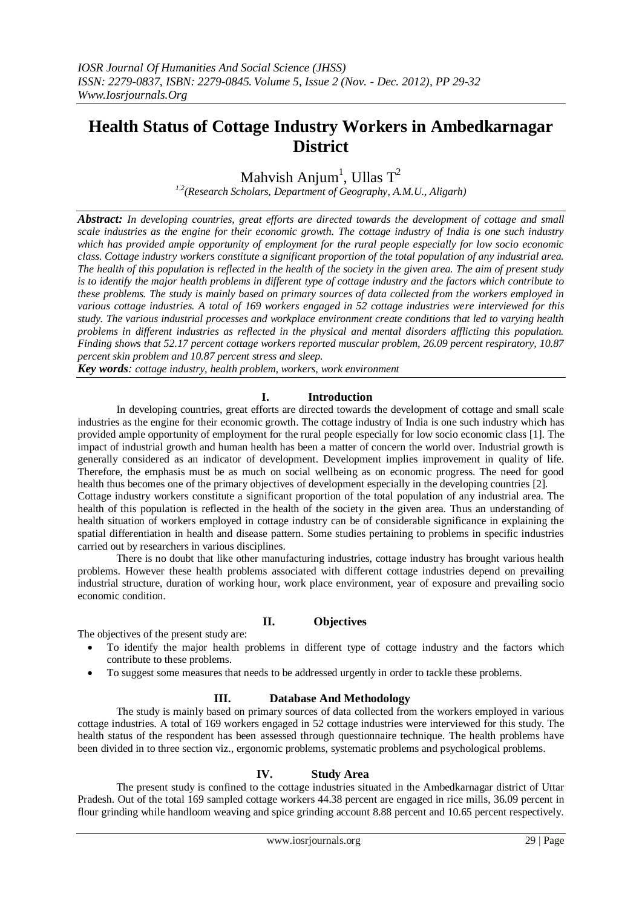# Health Status of Cottage Industry Workers in Ambedkarnagar District

Mahvish Anjum[1], Ullas T[2]

[1,2](Research Scholars, Department of Geography, A.M.U., Aligarh)

***Abstract:*** *In developing countries, great efforts are directed towards the development of cottage and small scale industries as the engine for their economic growth. The cottage industry of India is one such industry which has provided ample opportunity of employment for the rural people especially for low socio economic class. Cottage industry workers constitute a significant proportion of the total population of any industrial area. The health of this population is reflected in the health of the society in the given area. The aim of present study is to identify the major health problems in different type of cottage industry and the factors which contribute to these problems. The study is mainly based on primary sources of data collected from the workers employed in various cottage industries. A total of 169 workers engaged in 52 cottage industries were interviewed for this study. The various industrial processes and workplace environment create conditions that led to varying health problems in different industries as reflected in the physical and mental disorders afflicting this population. Finding shows that 52.17 percent cottage workers reported muscular problem, 26.09 percent respiratory, 10.87 percent skin problem and 10.87 percent stress and sleep.*

***Key words****: cottage industry, health problem, workers, work environment*

## I. Introduction

In developing countries, great efforts are directed towards the development of cottage and small scale industries as the engine for their economic growth. The cottage industry of India is one such industry which has provided ample opportunity of employment for the rural people especially for low socio economic class [1]. The impact of industrial growth and human health has been a matter of concern the world over. Industrial growth is generally considered as an indicator of development. Development implies improvement in quality of life. Therefore, the emphasis must be as much on social wellbeing as on economic progress. The need for good health thus becomes one of the primary objectives of development especially in the developing countries [2].

Cottage industry workers constitute a significant proportion of the total population of any industrial area. The health of this population is reflected in the health of the society in the given area. Thus an understanding of health situation of workers employed in cottage industry can be of considerable significance in explaining the spatial differentiation in health and disease pattern. Some studies pertaining to problems in specific industries carried out by researchers in various disciplines.

There is no doubt that like other manufacturing industries, cottage industry has brought various health problems. However these health problems associated with different cottage industries depend on prevailing industrial structure, duration of working hour, work place environment, year of exposure and prevailing socio economic condition.

## II. Objectives

The objectives of the present study are:

- To identify the major health problems in different type of cottage industry and the factors which contribute to these problems.
- To suggest some measures that needs to be addressed urgently in order to tackle these problems.

## III. Database And Methodology

The study is mainly based on primary sources of data collected from the workers employed in various cottage industries. A total of 169 workers engaged in 52 cottage industries were interviewed for this study. The health status of the respondent has been assessed through questionnaire technique. The health problems have been divided in to three section viz., ergonomic problems, systematic problems and psychological problems.

## IV. Study Area

The present study is confined to the cottage industries situated in the Ambedkarnagar district of Uttar Pradesh. Out of the total 169 sampled cottage workers 44.38 percent are engaged in rice mills, 36.09 percent in flour grinding while handloom weaving and spice grinding account 8.88 percent and 10.65 percent respectively.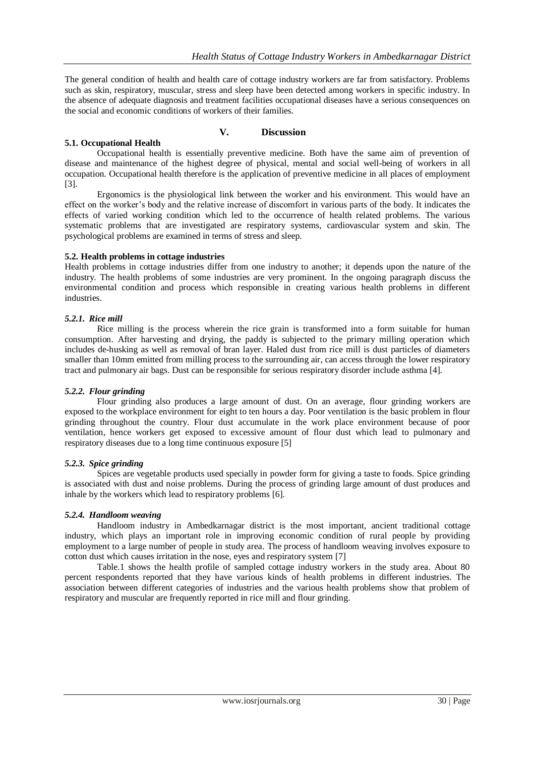The general condition of health and health care of cottage industry workers are far from satisfactory. Problems such as skin, respiratory, muscular, stress and sleep have been detected among workers in specific industry. In the absence of adequate diagnosis and treatment facilities occupational diseases have a serious consequences on the social and economic conditions of workers of their families.

## V. Discussion

### 5.1. Occupational Health

Occupational health is essentially preventive medicine. Both have the same aim of prevention of disease and maintenance of the highest degree of physical, mental and social well-being of workers in all occupation. Occupational health therefore is the application of preventive medicine in all places of employment [3].

Ergonomics is the physiological link between the worker and his environment. This would have an effect on the worker's body and the relative increase of discomfort in various parts of the body. It indicates the effects of varied working condition which led to the occurrence of health related problems. The various systematic problems that are investigated are respiratory systems, cardiovascular system and skin. The psychological problems are examined in terms of stress and sleep.

### 5.2. Health problems in cottage industries

Health problems in cottage industries differ from one industry to another; it depends upon the nature of the industry. The health problems of some industries are very prominent. In the ongoing paragraph discuss the environmental condition and process which responsible in creating various health problems in different industries.

#### *5.2.1. Rice mill*

Rice milling is the process wherein the rice grain is transformed into a form suitable for human consumption. After harvesting and drying, the paddy is subjected to the primary milling operation which includes de-husking as well as removal of bran layer. Haled dust from rice mill is dust particles of diameters smaller than 10mm emitted from milling process to the surrounding air, can access through the lower respiratory tract and pulmonary air bags. Dust can be responsible for serious respiratory disorder include asthma [4].

#### *5.2.2. Flour grinding*

Flour grinding also produces a large amount of dust. On an average, flour grinding workers are exposed to the workplace environment for eight to ten hours a day. Poor ventilation is the basic problem in flour grinding throughout the country. Flour dust accumulate in the work place environment because of poor ventilation, hence workers get exposed to excessive amount of flour dust which lead to pulmonary and respiratory diseases due to a long time continuous exposure [5]

#### *5.2.3. Spice grinding*

Spices are vegetable products used specially in powder form for giving a taste to foods. Spice grinding is associated with dust and noise problems. During the process of grinding large amount of dust produces and inhale by the workers which lead to respiratory problems [6].

#### *5.2.4. Handloom weaving*

Handloom industry in Ambedkarnagar district is the most important, ancient traditional cottage industry, which plays an important role in improving economic condition of rural people by providing employment to a large number of people in study area. The process of handloom weaving involves exposure to cotton dust which causes irritation in the nose, eyes and respiratory system [7]

Table.1 shows the health profile of sampled cottage industry workers in the study area. About 80 percent respondents reported that they have various kinds of health problems in different industries. The association between different categories of industries and the various health problems show that problem of respiratory and muscular are frequently reported in rice mill and flour grinding.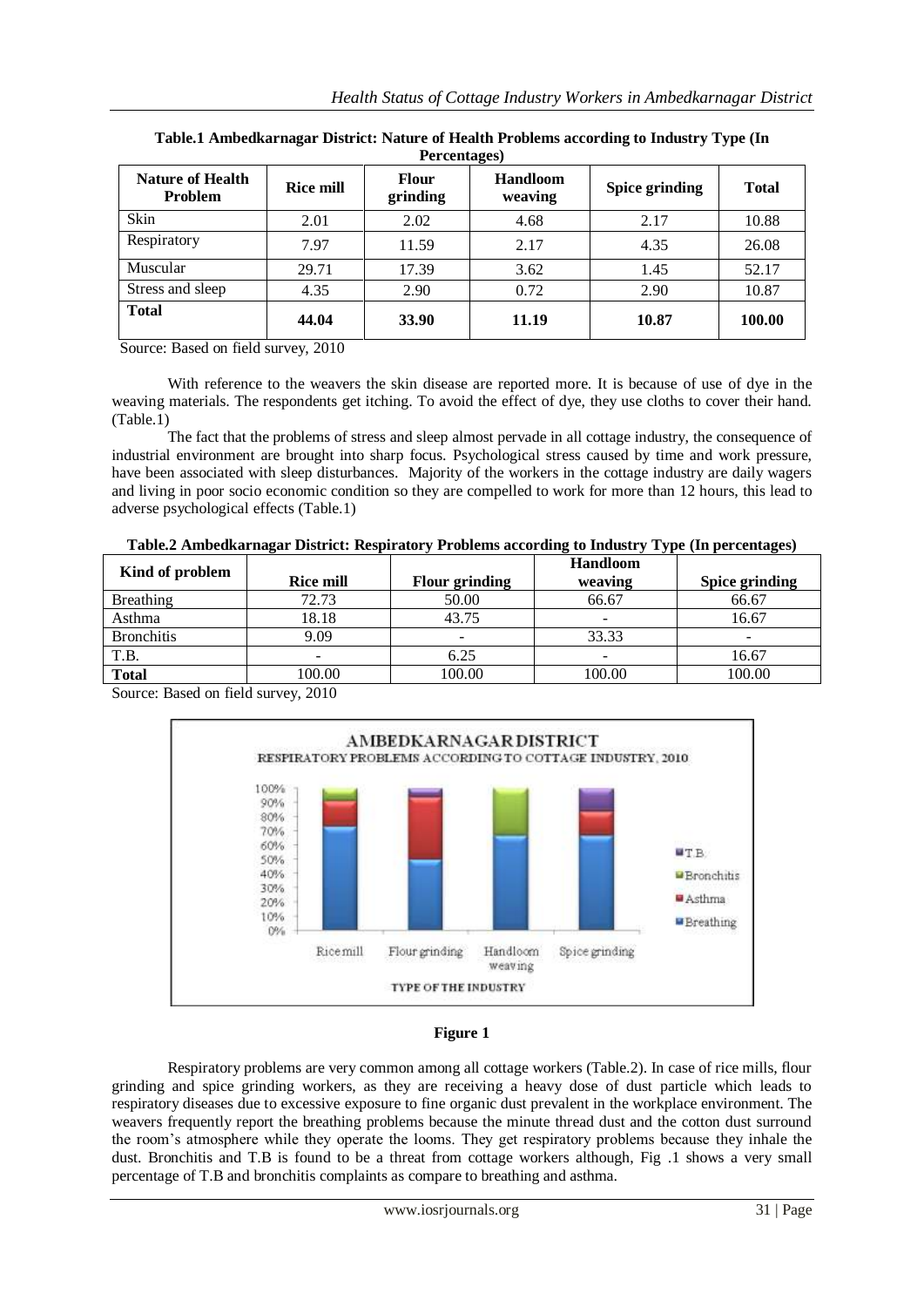**Table.1 Ambedkarnagar District: Nature of Health Problems according to Industry Type (In Percentages)**

| Nature of Health Problem | Rice mill | Flour grinding | Handloom weaving | Spice grinding | Total |
|---|---|---|---|---|---|
| Skin | 2.01 | 2.02 | 4.68 | 2.17 | 10.88 |
| Respiratory | 7.97 | 11.59 | 2.17 | 4.35 | 26.08 |
| Muscular | 29.71 | 17.39 | 3.62 | 1.45 | 52.17 |
| Stress and sleep | 4.35 | 2.90 | 0.72 | 2.90 | 10.87 |
| **Total** | **44.04** | **33.90** | **11.19** | **10.87** | **100.00** |

Source: Based on field survey, 2010

With reference to the weavers the skin disease are reported more. It is because of use of dye in the weaving materials. The respondents get itching. To avoid the effect of dye, they use cloths to cover their hand. (Table.1)

The fact that the problems of stress and sleep almost pervade in all cottage industry, the consequence of industrial environment are brought into sharp focus. Psychological stress caused by time and work pressure, have been associated with sleep disturbances. Majority of the workers in the cottage industry are daily wagers and living in poor socio economic condition so they are compelled to work for more than 12 hours, this lead to adverse psychological effects (Table.1)

**Table.2 Ambedkarnagar District: Respiratory Problems according to Industry Type (In percentages)**

| Kind of problem | Rice mill | Flour grinding | Handloom weaving | Spice grinding |
|---|---|---|---|---|
| Breathing | 72.73 | 50.00 | 66.67 | 66.67 |
| Asthma | 18.18 | 43.75 | - | 16.67 |
| Bronchitis | 9.09 | - | 33.33 | - |
| T.B. | - | 6.25 | - | 16.67 |
| **Total** | 100.00 | 100.00 | 100.00 | 100.00 |

Source: Based on field survey, 2010

**Figure 1**

Respiratory problems are very common among all cottage workers (Table.2). In case of rice mills, flour grinding and spice grinding workers, as they are receiving a heavy dose of dust particle which leads to respiratory diseases due to excessive exposure to fine organic dust prevalent in the workplace environment. The weavers frequently report the breathing problems because the minute thread dust and the cotton dust surround the room's atmosphere while they operate the looms. They get respiratory problems because they inhale the dust. Bronchitis and T.B is found to be a threat from cottage workers although, Fig .1 shows a very small percentage of T.B and bronchitis complaints as compare to breathing and asthma.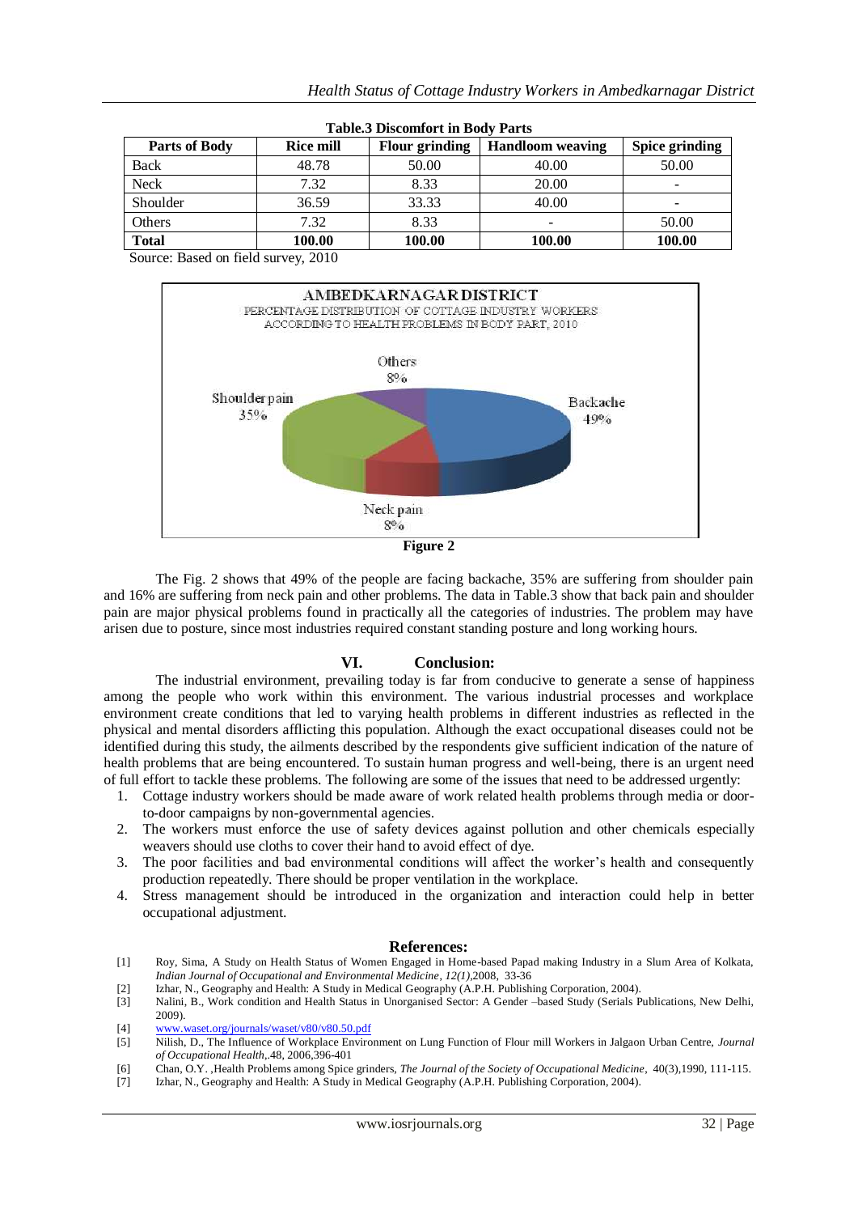**Table.3 Discomfort in Body Parts**

| Parts of Body | Rice mill | Flour grinding | Handloom weaving | Spice grinding |
|---|---|---|---|---|
| Back | 48.78 | 50.00 | 40.00 | 50.00 |
| Neck | 7.32 | 8.33 | 20.00 | - |
| Shoulder | 36.59 | 33.33 | 40.00 | - |
| Others | 7.32 | 8.33 | - | 50.00 |
| **Total** | **100.00** | **100.00** | **100.00** | **100.00** |

Source: Based on field survey, 2010

AMBEDKARNAGAR DISTRICT
PERCENTAGE DISTRIBUTION OF COTTAGE INDUSTRY WORKERS ACCORDING TO HEALTH PROBLEMS IN BODY PART, 2010

Others 8%
Shoulder pain 35%
Backache 49%
Neck pain 8%

**Figure 2**

The Fig. 2 shows that 49% of the people are facing backache, 35% are suffering from shoulder pain and 16% are suffering from neck pain and other problems. The data in Table.3 show that back pain and shoulder pain are major physical problems found in practically all the categories of industries. The problem may have arisen due to posture, since most industries required constant standing posture and long working hours.

## VI. Conclusion:

The industrial environment, prevailing today is far from conducive to generate a sense of happiness among the people who work within this environment. The various industrial processes and workplace environment create conditions that led to varying health problems in different industries as reflected in the physical and mental disorders afflicting this population. Although the exact occupational diseases could not be identified during this study, the ailments described by the respondents give sufficient indication of the nature of health problems that are being encountered. To sustain human progress and well-being, there is an urgent need of full effort to tackle these problems. The following are some of the issues that need to be addressed urgently:

1. Cottage industry workers should be made aware of work related health problems through media or door-to-door campaigns by non-governmental agencies.
2. The workers must enforce the use of safety devices against pollution and other chemicals especially weavers should use cloths to cover their hand to avoid effect of dye.
3. The poor facilities and bad environmental conditions will affect the worker's health and consequently production repeatedly. There should be proper ventilation in the workplace.
4. Stress management should be introduced in the organization and interaction could help in better occupational adjustment.

## References:

[1] Roy, Sima, A Study on Health Status of Women Engaged in Home-based Papad making Industry in a Slum Area of Kolkata, *Indian Journal of Occupational and Environmental Medicine*, *12(1)*,2008, 33-36

[2] Izhar, N., Geography and Health: A Study in Medical Geography (A.P.H. Publishing Corporation, 2004).

[3] Nalini, B., Work condition and Health Status in Unorganised Sector: A Gender –based Study (Serials Publications, New Delhi, 2009).

[4] www.waset.org/journals/waset/v80/v80.50.pdf

[5] Nilish, D., The Influence of Workplace Environment on Lung Function of Flour mill Workers in Jalgaon Urban Centre, *Journal of Occupational Health*,.48, 2006,396-401

[6] Chan, O.Y. ,Health Problems among Spice grinders, *The Journal of the Society of Occupational Medicine*, 40(3),1990, 111-115.

[7] Izhar, N., Geography and Health: A Study in Medical Geography (A.P.H. Publishing Corporation, 2004).